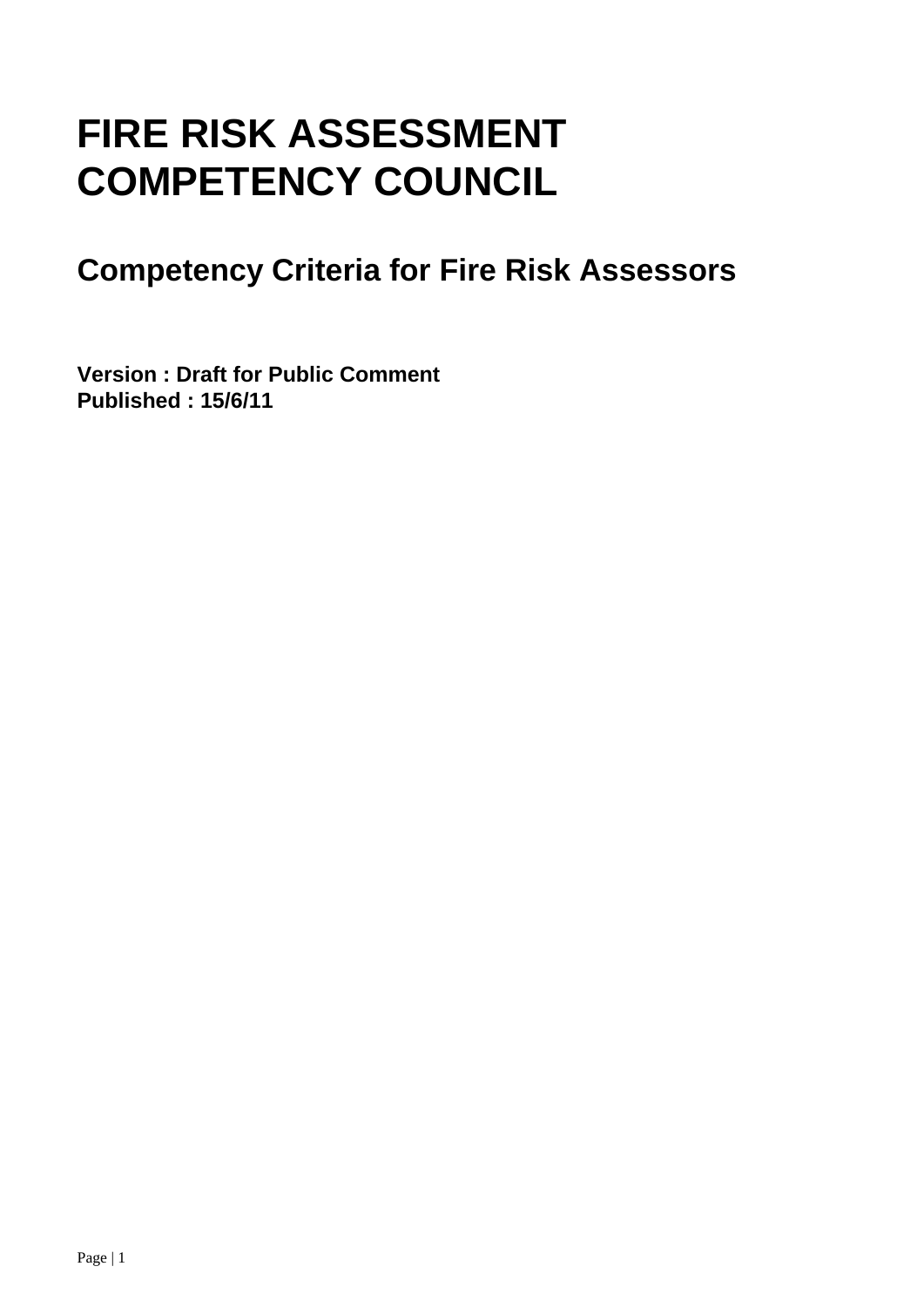# FIRE RISK ASSESSMENT COMPETENCY COUNCIL

## Competency Criteria for Fire Risk Assessors

**Version : Draft for Public Comment**
**Published : 15/6/11**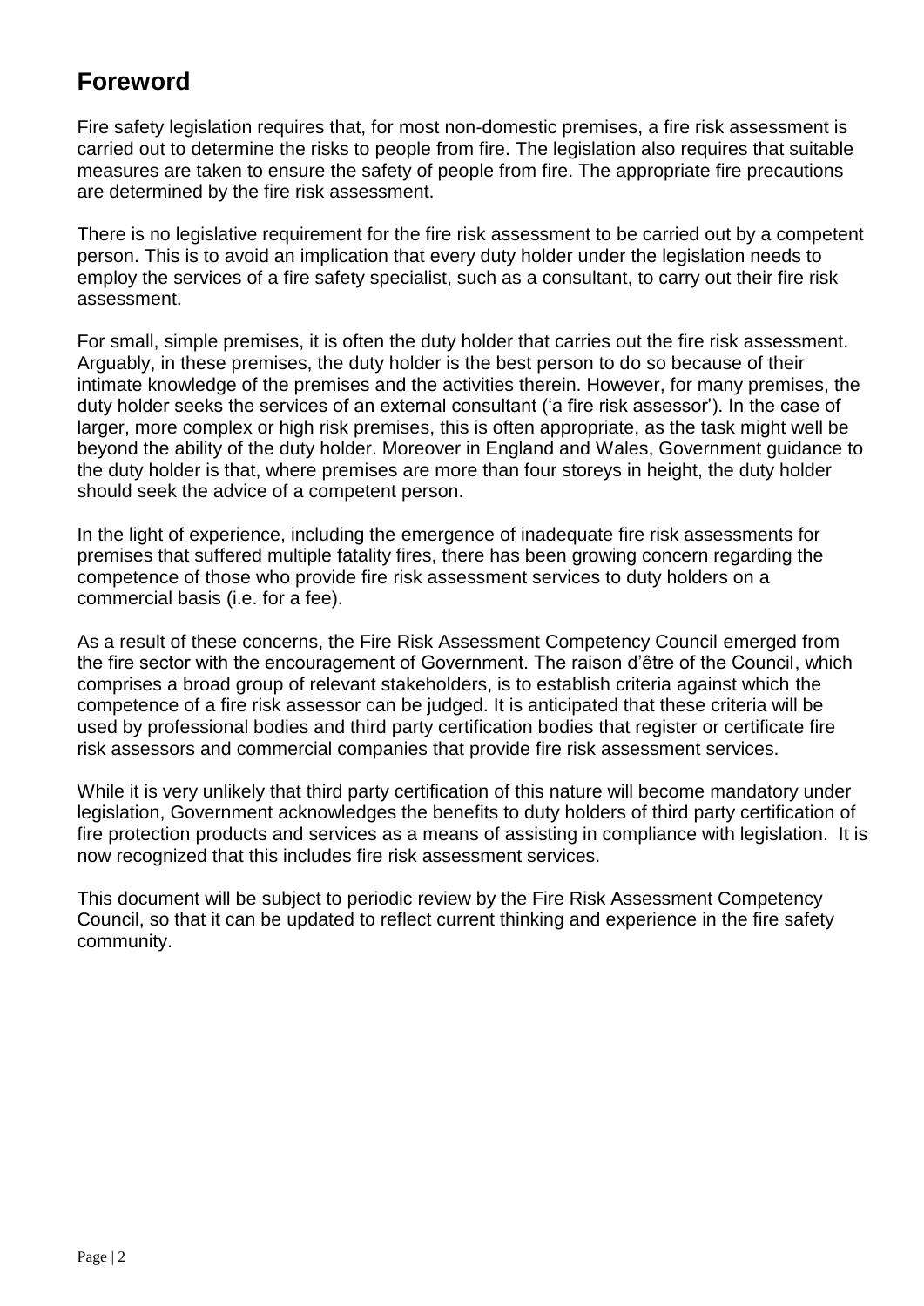## Foreword

Fire safety legislation requires that, for most non-domestic premises, a fire risk assessment is carried out to determine the risks to people from fire. The legislation also requires that suitable measures are taken to ensure the safety of people from fire. The appropriate fire precautions are determined by the fire risk assessment.

There is no legislative requirement for the fire risk assessment to be carried out by a competent person. This is to avoid an implication that every duty holder under the legislation needs to employ the services of a fire safety specialist, such as a consultant, to carry out their fire risk assessment.

For small, simple premises, it is often the duty holder that carries out the fire risk assessment. Arguably, in these premises, the duty holder is the best person to do so because of their intimate knowledge of the premises and the activities therein. However, for many premises, the duty holder seeks the services of an external consultant ('a fire risk assessor'). In the case of larger, more complex or high risk premises, this is often appropriate, as the task might well be beyond the ability of the duty holder. Moreover in England and Wales, Government guidance to the duty holder is that, where premises are more than four storeys in height, the duty holder should seek the advice of a competent person.

In the light of experience, including the emergence of inadequate fire risk assessments for premises that suffered multiple fatality fires, there has been growing concern regarding the competence of those who provide fire risk assessment services to duty holders on a commercial basis (i.e. for a fee).

As a result of these concerns, the Fire Risk Assessment Competency Council emerged from the fire sector with the encouragement of Government. The raison d'être of the Council, which comprises a broad group of relevant stakeholders, is to establish criteria against which the competence of a fire risk assessor can be judged. It is anticipated that these criteria will be used by professional bodies and third party certification bodies that register or certificate fire risk assessors and commercial companies that provide fire risk assessment services.

While it is very unlikely that third party certification of this nature will become mandatory under legislation, Government acknowledges the benefits to duty holders of third party certification of fire protection products and services as a means of assisting in compliance with legislation. It is now recognized that this includes fire risk assessment services.

This document will be subject to periodic review by the Fire Risk Assessment Competency Council, so that it can be updated to reflect current thinking and experience in the fire safety community.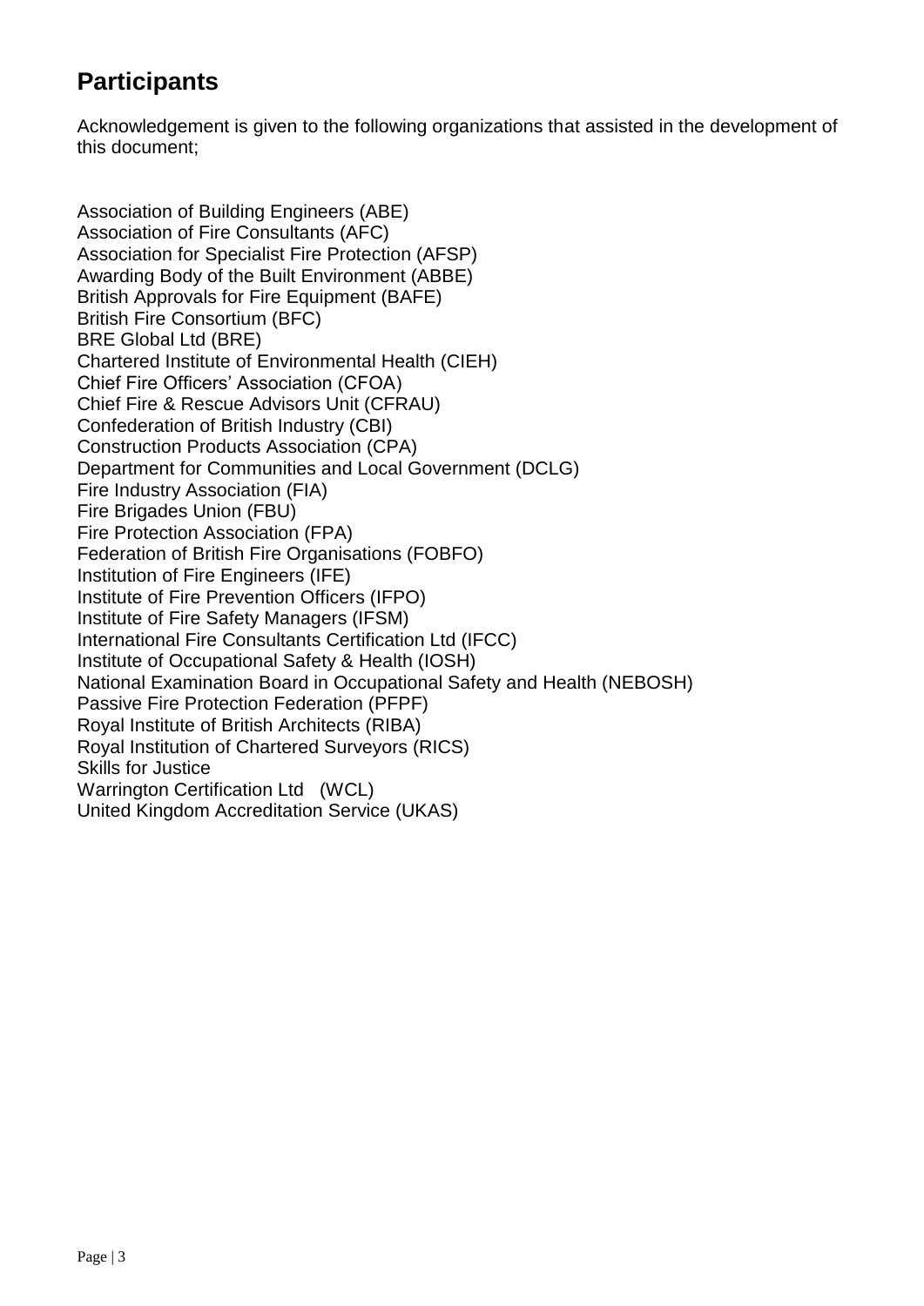## Participants

Acknowledgement is given to the following organizations that assisted in the development of this document;

Association of Building Engineers (ABE)
Association of Fire Consultants (AFC)
Association for Specialist Fire Protection (AFSP)
Awarding Body of the Built Environment (ABBE)
British Approvals for Fire Equipment (BAFE)
British Fire Consortium (BFC)
BRE Global Ltd (BRE)
Chartered Institute of Environmental Health (CIEH)
Chief Fire Officers' Association (CFOA)
Chief Fire & Rescue Advisors Unit (CFRAU)
Confederation of British Industry (CBI)
Construction Products Association (CPA)
Department for Communities and Local Government (DCLG)
Fire Industry Association (FIA)
Fire Brigades Union (FBU)
Fire Protection Association (FPA)
Federation of British Fire Organisations (FOBFO)
Institution of Fire Engineers (IFE)
Institute of Fire Prevention Officers (IFPO)
Institute of Fire Safety Managers (IFSM)
International Fire Consultants Certification Ltd (IFCC)
Institute of Occupational Safety & Health (IOSH)
National Examination Board in Occupational Safety and Health (NEBOSH)
Passive Fire Protection Federation (PFPF)
Royal Institute of British Architects (RIBA)
Royal Institution of Chartered Surveyors (RICS)
Skills for Justice
Warrington Certification Ltd (WCL)
United Kingdom Accreditation Service (UKAS)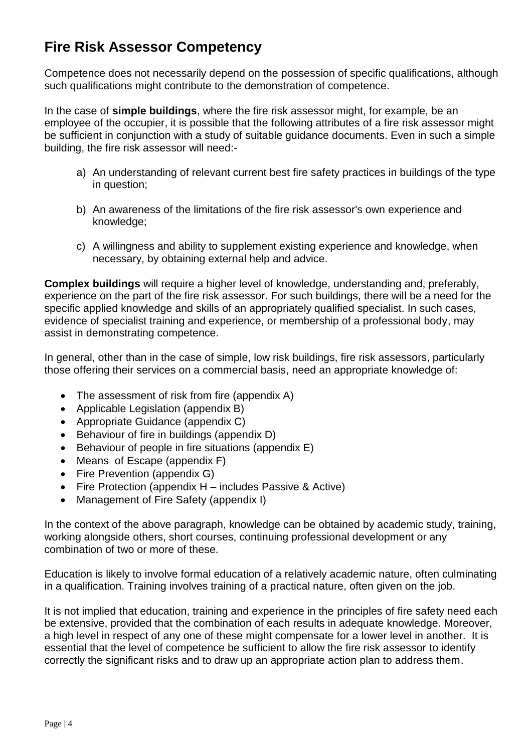# Fire Risk Assessor Competency

Competence does not necessarily depend on the possession of specific qualifications, although such qualifications might contribute to the demonstration of competence.

In the case of **simple buildings**, where the fire risk assessor might, for example, be an employee of the occupier, it is possible that the following attributes of a fire risk assessor might be sufficient in conjunction with a study of suitable guidance documents. Even in such a simple building, the fire risk assessor will need:-

a) An understanding of relevant current best fire safety practices in buildings of the type in question;

b) An awareness of the limitations of the fire risk assessor's own experience and knowledge;

c) A willingness and ability to supplement existing experience and knowledge, when necessary, by obtaining external help and advice.

**Complex buildings** will require a higher level of knowledge, understanding and, preferably, experience on the part of the fire risk assessor. For such buildings, there will be a need for the specific applied knowledge and skills of an appropriately qualified specialist. In such cases, evidence of specialist training and experience, or membership of a professional body, may assist in demonstrating competence.

In general, other than in the case of simple, low risk buildings, fire risk assessors, particularly those offering their services on a commercial basis, need an appropriate knowledge of:

- The assessment of risk from fire (appendix A)
- Applicable Legislation (appendix B)
- Appropriate Guidance (appendix C)
- Behaviour of fire in buildings (appendix D)
- Behaviour of people in fire situations (appendix E)
- Means of Escape (appendix F)
- Fire Prevention (appendix G)
- Fire Protection (appendix H – includes Passive & Active)
- Management of Fire Safety (appendix I)

In the context of the above paragraph, knowledge can be obtained by academic study, training, working alongside others, short courses, continuing professional development or any combination of two or more of these.

Education is likely to involve formal education of a relatively academic nature, often culminating in a qualification. Training involves training of a practical nature, often given on the job.

It is not implied that education, training and experience in the principles of fire safety need each be extensive, provided that the combination of each results in adequate knowledge. Moreover, a high level in respect of any one of these might compensate for a lower level in another. It is essential that the level of competence be sufficient to allow the fire risk assessor to identify correctly the significant risks and to draw up an appropriate action plan to address them.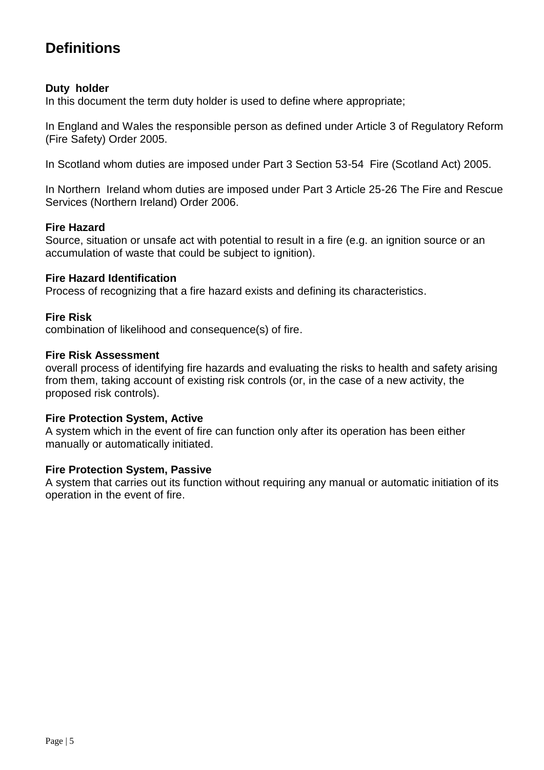# Definitions

**Duty holder**
In this document the term duty holder is used to define where appropriate;

In England and Wales the responsible person as defined under Article 3 of Regulatory Reform (Fire Safety) Order 2005.

In Scotland whom duties are imposed under Part 3 Section 53-54 Fire (Scotland Act) 2005.

In Northern Ireland whom duties are imposed under Part 3 Article 25-26 The Fire and Rescue Services (Northern Ireland) Order 2006.

**Fire Hazard**
Source, situation or unsafe act with potential to result in a fire (e.g. an ignition source or an accumulation of waste that could be subject to ignition).

**Fire Hazard Identification**
Process of recognizing that a fire hazard exists and defining its characteristics.

**Fire Risk**
combination of likelihood and consequence(s) of fire.

**Fire Risk Assessment**
overall process of identifying fire hazards and evaluating the risks to health and safety arising from them, taking account of existing risk controls (or, in the case of a new activity, the proposed risk controls).

**Fire Protection System, Active**
A system which in the event of fire can function only after its operation has been either manually or automatically initiated.

**Fire Protection System, Passive**
A system that carries out its function without requiring any manual or automatic initiation of its operation in the event of fire.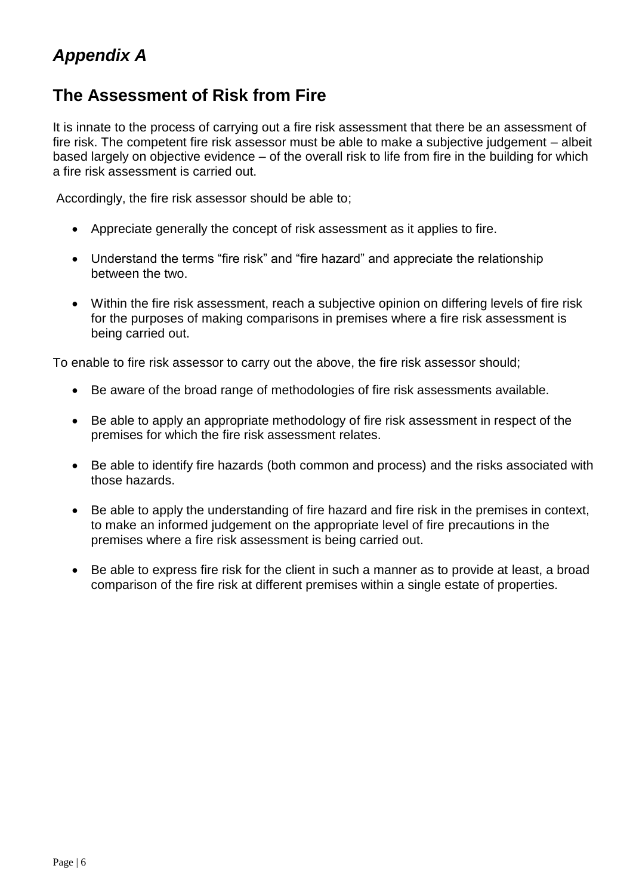## *Appendix A*

## The Assessment of Risk from Fire

It is innate to the process of carrying out a fire risk assessment that there be an assessment of fire risk. The competent fire risk assessor must be able to make a subjective judgement – albeit based largely on objective evidence – of the overall risk to life from fire in the building for which a fire risk assessment is carried out.

Accordingly, the fire risk assessor should be able to;

- Appreciate generally the concept of risk assessment as it applies to fire.
- Understand the terms "fire risk" and "fire hazard" and appreciate the relationship between the two.
- Within the fire risk assessment, reach a subjective opinion on differing levels of fire risk for the purposes of making comparisons in premises where a fire risk assessment is being carried out.

To enable to fire risk assessor to carry out the above, the fire risk assessor should;

- Be aware of the broad range of methodologies of fire risk assessments available.
- Be able to apply an appropriate methodology of fire risk assessment in respect of the premises for which the fire risk assessment relates.
- Be able to identify fire hazards (both common and process) and the risks associated with those hazards.
- Be able to apply the understanding of fire hazard and fire risk in the premises in context, to make an informed judgement on the appropriate level of fire precautions in the premises where a fire risk assessment is being carried out.
- Be able to express fire risk for the client in such a manner as to provide at least, a broad comparison of the fire risk at different premises within a single estate of properties.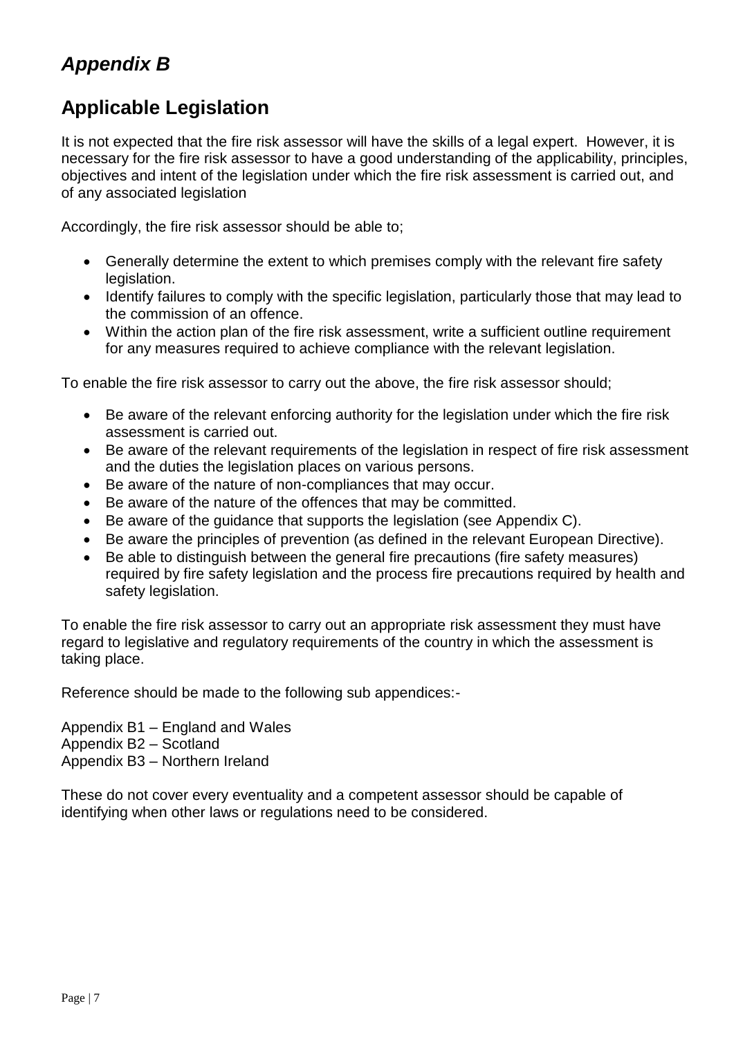## *Appendix B*

## Applicable Legislation

It is not expected that the fire risk assessor will have the skills of a legal expert. However, it is necessary for the fire risk assessor to have a good understanding of the applicability, principles, objectives and intent of the legislation under which the fire risk assessment is carried out, and of any associated legislation

Accordingly, the fire risk assessor should be able to;

- Generally determine the extent to which premises comply with the relevant fire safety legislation.
- Identify failures to comply with the specific legislation, particularly those that may lead to the commission of an offence.
- Within the action plan of the fire risk assessment, write a sufficient outline requirement for any measures required to achieve compliance with the relevant legislation.

To enable the fire risk assessor to carry out the above, the fire risk assessor should;

- Be aware of the relevant enforcing authority for the legislation under which the fire risk assessment is carried out.
- Be aware of the relevant requirements of the legislation in respect of fire risk assessment and the duties the legislation places on various persons.
- Be aware of the nature of non-compliances that may occur.
- Be aware of the nature of the offences that may be committed.
- Be aware of the guidance that supports the legislation (see Appendix C).
- Be aware the principles of prevention (as defined in the relevant European Directive).
- Be able to distinguish between the general fire precautions (fire safety measures) required by fire safety legislation and the process fire precautions required by health and safety legislation.

To enable the fire risk assessor to carry out an appropriate risk assessment they must have regard to legislative and regulatory requirements of the country in which the assessment is taking place.

Reference should be made to the following sub appendices:-

Appendix B1 – England and Wales
Appendix B2 – Scotland
Appendix B3 – Northern Ireland

These do not cover every eventuality and a competent assessor should be capable of identifying when other laws or regulations need to be considered.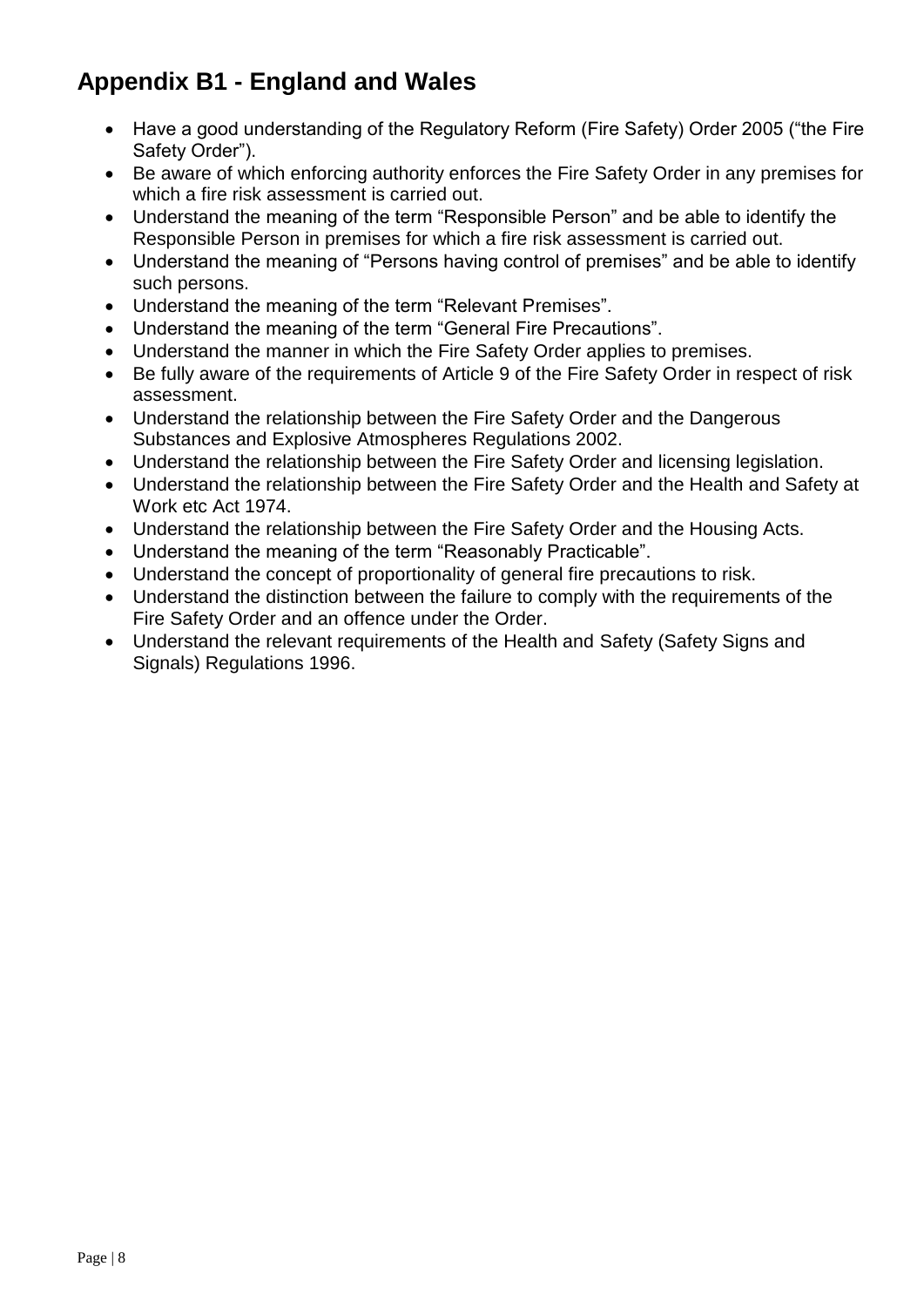## Appendix B1 - England and Wales

- Have a good understanding of the Regulatory Reform (Fire Safety) Order 2005 ("the Fire Safety Order").
- Be aware of which enforcing authority enforces the Fire Safety Order in any premises for which a fire risk assessment is carried out.
- Understand the meaning of the term "Responsible Person" and be able to identify the Responsible Person in premises for which a fire risk assessment is carried out.
- Understand the meaning of "Persons having control of premises" and be able to identify such persons.
- Understand the meaning of the term "Relevant Premises".
- Understand the meaning of the term "General Fire Precautions".
- Understand the manner in which the Fire Safety Order applies to premises.
- Be fully aware of the requirements of Article 9 of the Fire Safety Order in respect of risk assessment.
- Understand the relationship between the Fire Safety Order and the Dangerous Substances and Explosive Atmospheres Regulations 2002.
- Understand the relationship between the Fire Safety Order and licensing legislation.
- Understand the relationship between the Fire Safety Order and the Health and Safety at Work etc Act 1974.
- Understand the relationship between the Fire Safety Order and the Housing Acts.
- Understand the meaning of the term "Reasonably Practicable".
- Understand the concept of proportionality of general fire precautions to risk.
- Understand the distinction between the failure to comply with the requirements of the Fire Safety Order and an offence under the Order.
- Understand the relevant requirements of the Health and Safety (Safety Signs and Signals) Regulations 1996.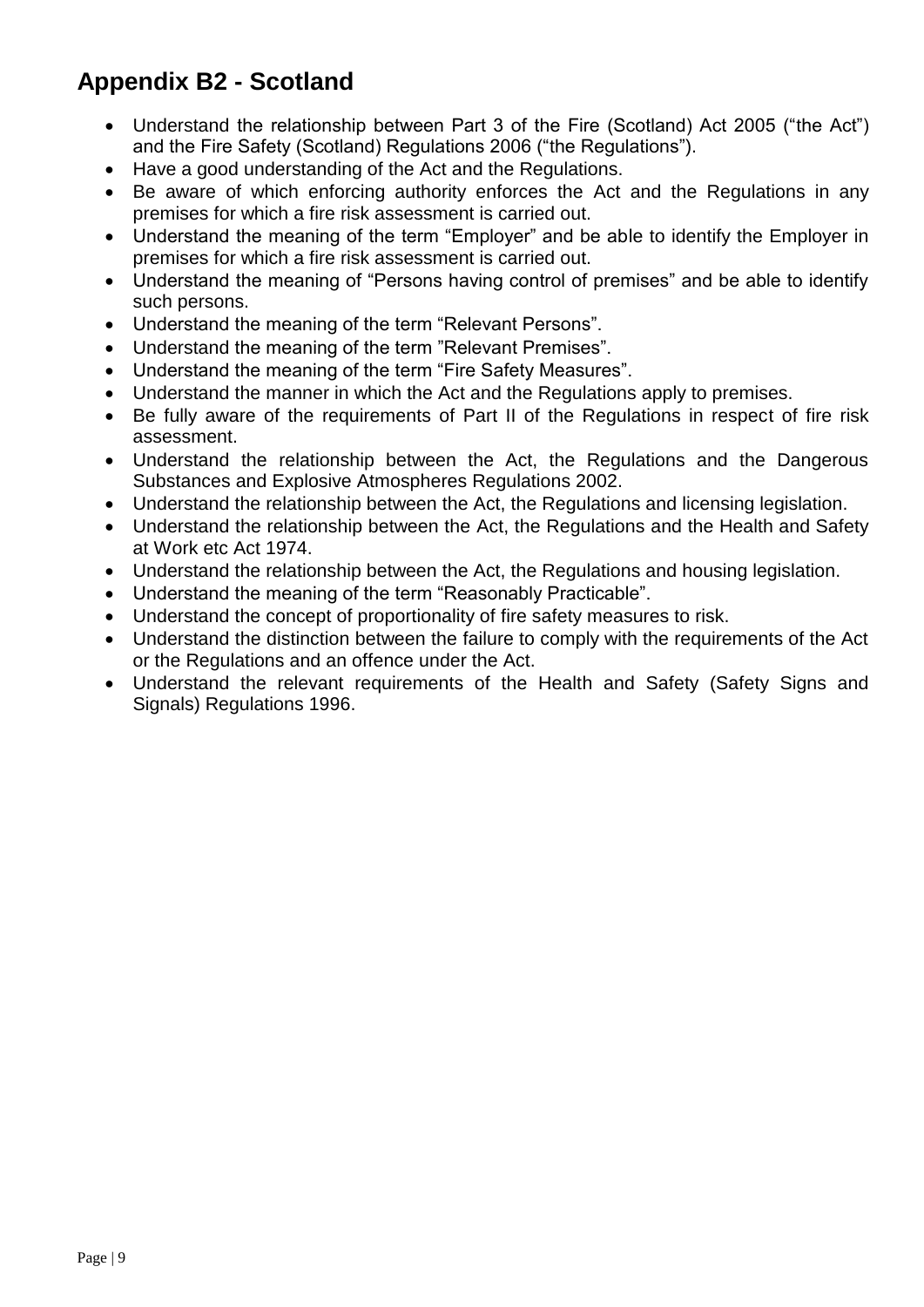## Appendix B2 - Scotland

- Understand the relationship between Part 3 of the Fire (Scotland) Act 2005 ("the Act") and the Fire Safety (Scotland) Regulations 2006 ("the Regulations").
- Have a good understanding of the Act and the Regulations.
- Be aware of which enforcing authority enforces the Act and the Regulations in any premises for which a fire risk assessment is carried out.
- Understand the meaning of the term "Employer" and be able to identify the Employer in premises for which a fire risk assessment is carried out.
- Understand the meaning of "Persons having control of premises" and be able to identify such persons.
- Understand the meaning of the term "Relevant Persons".
- Understand the meaning of the term "Relevant Premises".
- Understand the meaning of the term "Fire Safety Measures".
- Understand the manner in which the Act and the Regulations apply to premises.
- Be fully aware of the requirements of Part II of the Regulations in respect of fire risk assessment.
- Understand the relationship between the Act, the Regulations and the Dangerous Substances and Explosive Atmospheres Regulations 2002.
- Understand the relationship between the Act, the Regulations and licensing legislation.
- Understand the relationship between the Act, the Regulations and the Health and Safety at Work etc Act 1974.
- Understand the relationship between the Act, the Regulations and housing legislation.
- Understand the meaning of the term "Reasonably Practicable".
- Understand the concept of proportionality of fire safety measures to risk.
- Understand the distinction between the failure to comply with the requirements of the Act or the Regulations and an offence under the Act.
- Understand the relevant requirements of the Health and Safety (Safety Signs and Signals) Regulations 1996.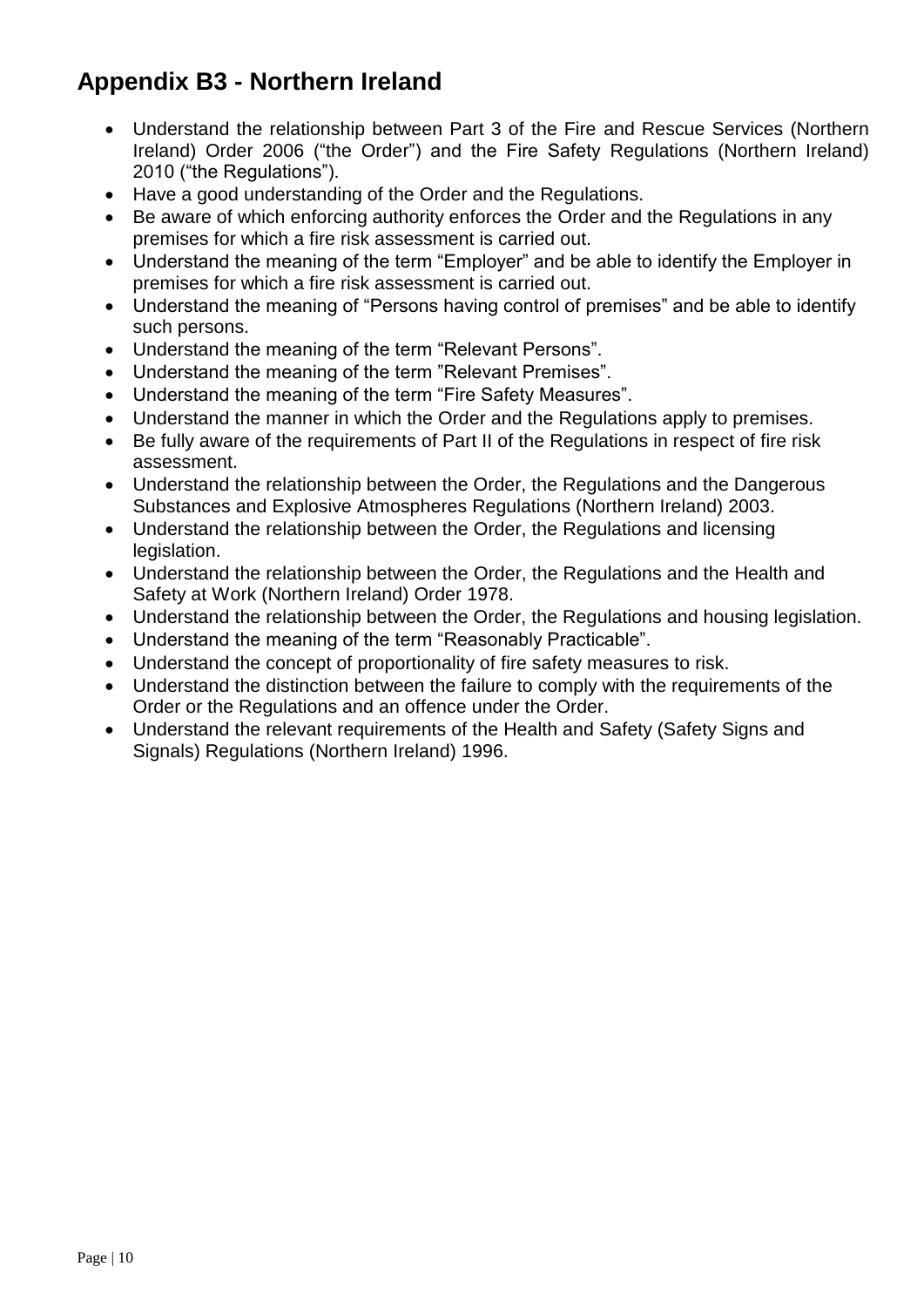## Appendix B3 - Northern Ireland

- Understand the relationship between Part 3 of the Fire and Rescue Services (Northern Ireland) Order 2006 ("the Order") and the Fire Safety Regulations (Northern Ireland) 2010 ("the Regulations").
- Have a good understanding of the Order and the Regulations.
- Be aware of which enforcing authority enforces the Order and the Regulations in any premises for which a fire risk assessment is carried out.
- Understand the meaning of the term "Employer" and be able to identify the Employer in premises for which a fire risk assessment is carried out.
- Understand the meaning of "Persons having control of premises" and be able to identify such persons.
- Understand the meaning of the term "Relevant Persons".
- Understand the meaning of the term "Relevant Premises".
- Understand the meaning of the term "Fire Safety Measures".
- Understand the manner in which the Order and the Regulations apply to premises.
- Be fully aware of the requirements of Part II of the Regulations in respect of fire risk assessment.
- Understand the relationship between the Order, the Regulations and the Dangerous Substances and Explosive Atmospheres Regulations (Northern Ireland) 2003.
- Understand the relationship between the Order, the Regulations and licensing legislation.
- Understand the relationship between the Order, the Regulations and the Health and Safety at Work (Northern Ireland) Order 1978.
- Understand the relationship between the Order, the Regulations and housing legislation.
- Understand the meaning of the term "Reasonably Practicable".
- Understand the concept of proportionality of fire safety measures to risk.
- Understand the distinction between the failure to comply with the requirements of the Order or the Regulations and an offence under the Order.
- Understand the relevant requirements of the Health and Safety (Safety Signs and Signals) Regulations (Northern Ireland) 1996.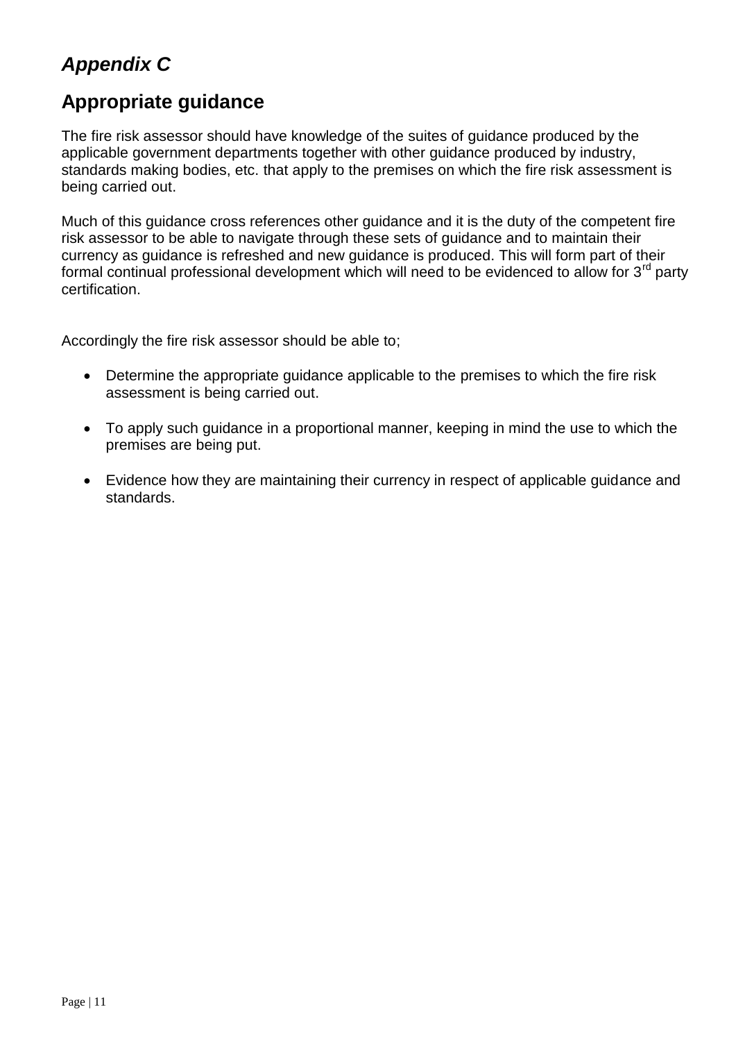## *Appendix C*

## Appropriate guidance

The fire risk assessor should have knowledge of the suites of guidance produced by the applicable government departments together with other guidance produced by industry, standards making bodies, etc. that apply to the premises on which the fire risk assessment is being carried out.

Much of this guidance cross references other guidance and it is the duty of the competent fire risk assessor to be able to navigate through these sets of guidance and to maintain their currency as guidance is refreshed and new guidance is produced. This will form part of their formal continual professional development which will need to be evidenced to allow for 3rd party certification.

Accordingly the fire risk assessor should be able to;

- Determine the appropriate guidance applicable to the premises to which the fire risk assessment is being carried out.
- To apply such guidance in a proportional manner, keeping in mind the use to which the premises are being put.
- Evidence how they are maintaining their currency in respect of applicable guidance and standards.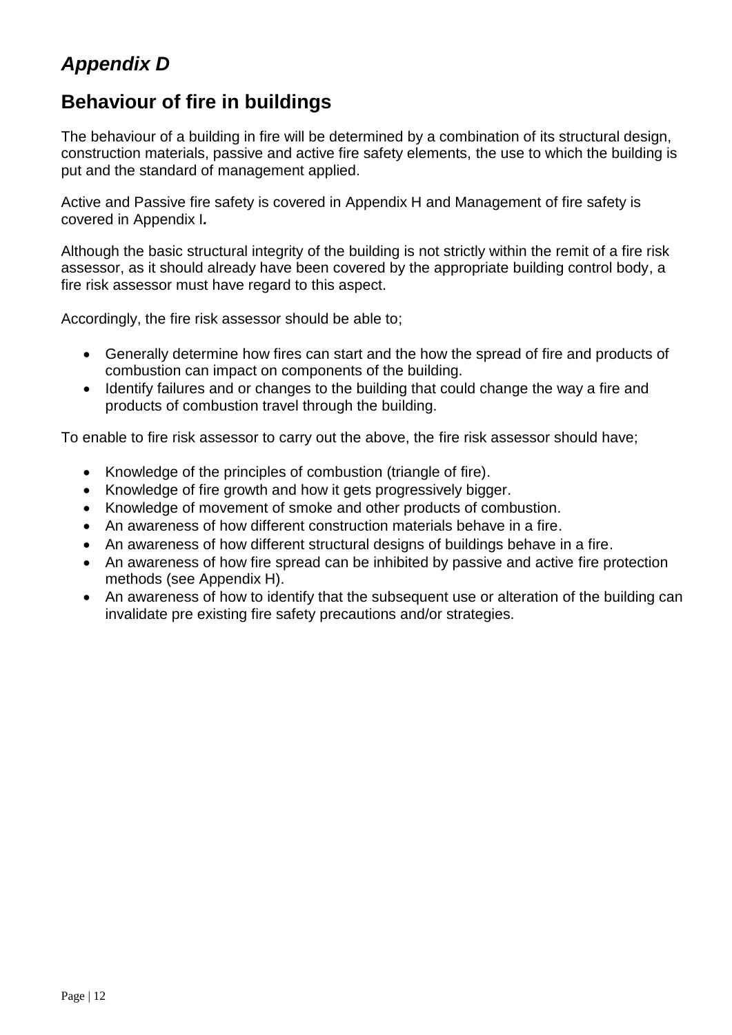# *Appendix D*

## Behaviour of fire in buildings

The behaviour of a building in fire will be determined by a combination of its structural design, construction materials, passive and active fire safety elements, the use to which the building is put and the standard of management applied.

Active and Passive fire safety is covered in Appendix H and Management of fire safety is covered in Appendix I***.***

Although the basic structural integrity of the building is not strictly within the remit of a fire risk assessor, as it should already have been covered by the appropriate building control body, a fire risk assessor must have regard to this aspect.

Accordingly, the fire risk assessor should be able to;

- Generally determine how fires can start and the how the spread of fire and products of combustion can impact on components of the building.
- Identify failures and or changes to the building that could change the way a fire and products of combustion travel through the building.

To enable to fire risk assessor to carry out the above, the fire risk assessor should have;

- Knowledge of the principles of combustion (triangle of fire).
- Knowledge of fire growth and how it gets progressively bigger.
- Knowledge of movement of smoke and other products of combustion.
- An awareness of how different construction materials behave in a fire.
- An awareness of how different structural designs of buildings behave in a fire.
- An awareness of how fire spread can be inhibited by passive and active fire protection methods (see Appendix H).
- An awareness of how to identify that the subsequent use or alteration of the building can invalidate pre existing fire safety precautions and/or strategies.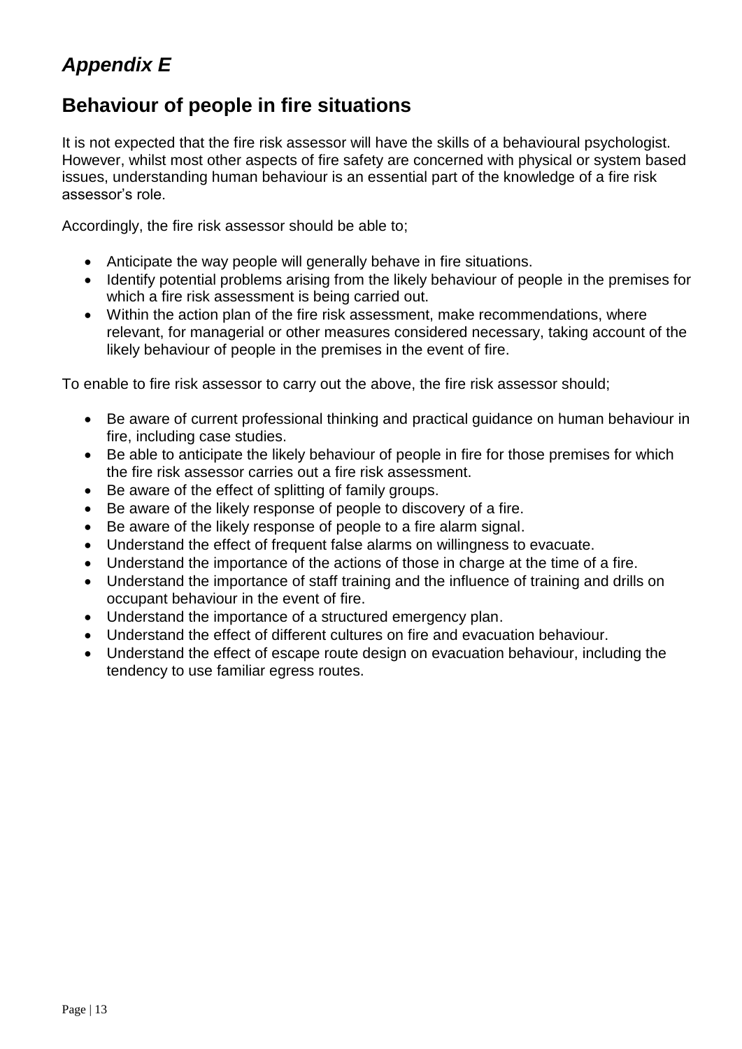# *Appendix E*

## Behaviour of people in fire situations

It is not expected that the fire risk assessor will have the skills of a behavioural psychologist. However, whilst most other aspects of fire safety are concerned with physical or system based issues, understanding human behaviour is an essential part of the knowledge of a fire risk assessor's role.

Accordingly, the fire risk assessor should be able to;

- Anticipate the way people will generally behave in fire situations.
- Identify potential problems arising from the likely behaviour of people in the premises for which a fire risk assessment is being carried out.
- Within the action plan of the fire risk assessment, make recommendations, where relevant, for managerial or other measures considered necessary, taking account of the likely behaviour of people in the premises in the event of fire.

To enable to fire risk assessor to carry out the above, the fire risk assessor should;

- Be aware of current professional thinking and practical guidance on human behaviour in fire, including case studies.
- Be able to anticipate the likely behaviour of people in fire for those premises for which the fire risk assessor carries out a fire risk assessment.
- Be aware of the effect of splitting of family groups.
- Be aware of the likely response of people to discovery of a fire.
- Be aware of the likely response of people to a fire alarm signal.
- Understand the effect of frequent false alarms on willingness to evacuate.
- Understand the importance of the actions of those in charge at the time of a fire.
- Understand the importance of staff training and the influence of training and drills on occupant behaviour in the event of fire.
- Understand the importance of a structured emergency plan.
- Understand the effect of different cultures on fire and evacuation behaviour.
- Understand the effect of escape route design on evacuation behaviour, including the tendency to use familiar egress routes.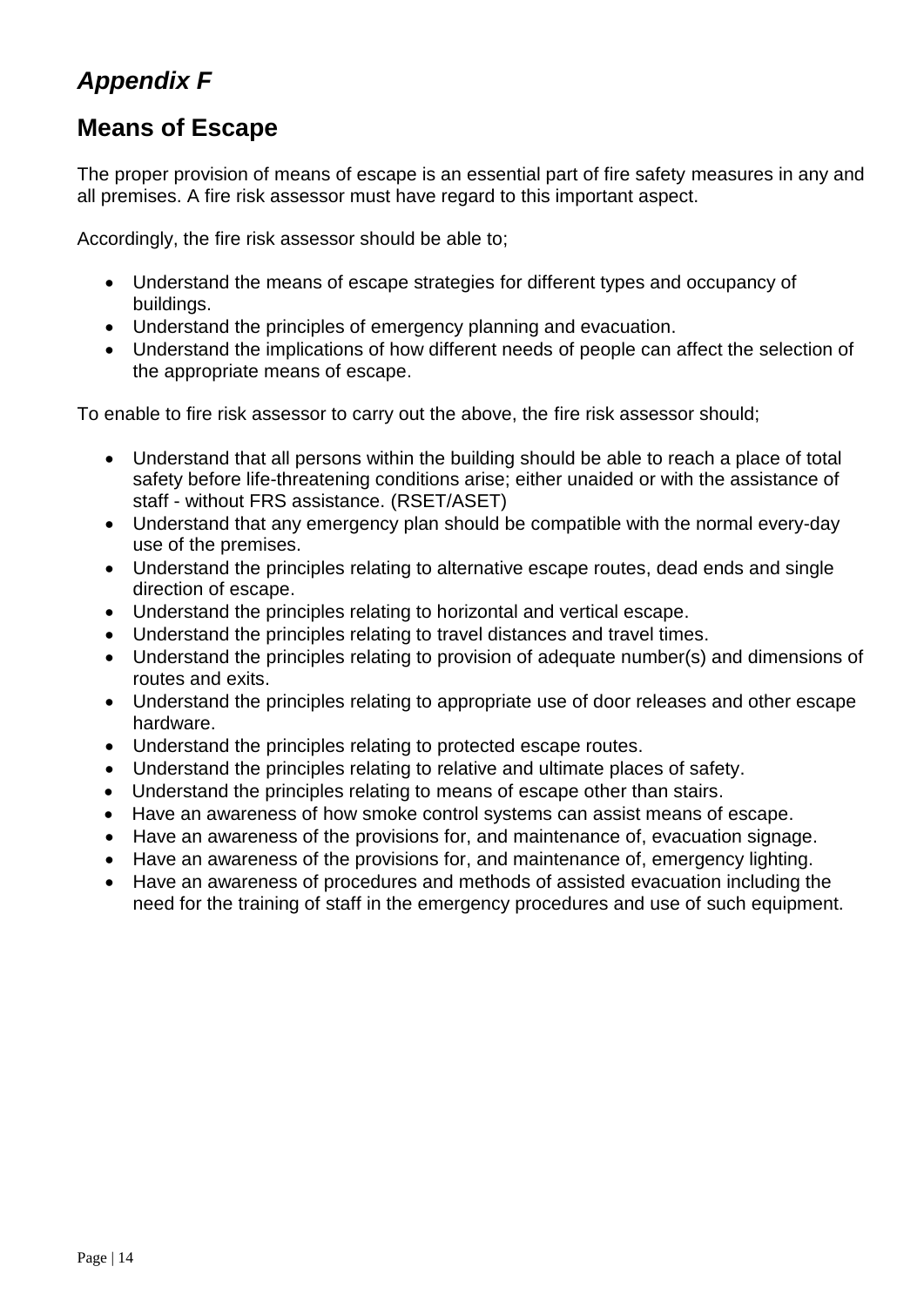# *Appendix F*

## Means of Escape

The proper provision of means of escape is an essential part of fire safety measures in any and all premises. A fire risk assessor must have regard to this important aspect.

Accordingly, the fire risk assessor should be able to;

- Understand the means of escape strategies for different types and occupancy of buildings.
- Understand the principles of emergency planning and evacuation.
- Understand the implications of how different needs of people can affect the selection of the appropriate means of escape.

To enable to fire risk assessor to carry out the above, the fire risk assessor should;

- Understand that all persons within the building should be able to reach a place of total safety before life-threatening conditions arise; either unaided or with the assistance of staff - without FRS assistance. (RSET/ASET)
- Understand that any emergency plan should be compatible with the normal every-day use of the premises.
- Understand the principles relating to alternative escape routes, dead ends and single direction of escape.
- Understand the principles relating to horizontal and vertical escape.
- Understand the principles relating to travel distances and travel times.
- Understand the principles relating to provision of adequate number(s) and dimensions of routes and exits.
- Understand the principles relating to appropriate use of door releases and other escape hardware.
- Understand the principles relating to protected escape routes.
- Understand the principles relating to relative and ultimate places of safety.
- Understand the principles relating to means of escape other than stairs.
- Have an awareness of how smoke control systems can assist means of escape.
- Have an awareness of the provisions for, and maintenance of, evacuation signage.
- Have an awareness of the provisions for, and maintenance of, emergency lighting.
- Have an awareness of procedures and methods of assisted evacuation including the need for the training of staff in the emergency procedures and use of such equipment.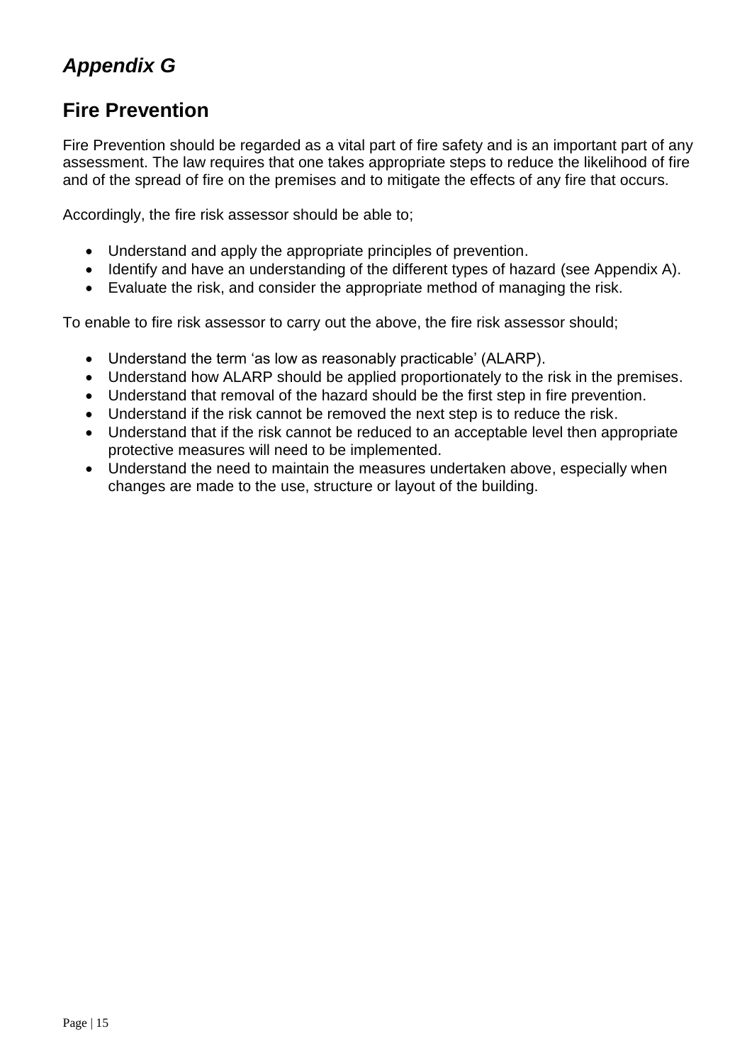## *Appendix G*

## Fire Prevention

Fire Prevention should be regarded as a vital part of fire safety and is an important part of any assessment. The law requires that one takes appropriate steps to reduce the likelihood of fire and of the spread of fire on the premises and to mitigate the effects of any fire that occurs.

Accordingly, the fire risk assessor should be able to;

- Understand and apply the appropriate principles of prevention.
- Identify and have an understanding of the different types of hazard (see Appendix A).
- Evaluate the risk, and consider the appropriate method of managing the risk.

To enable to fire risk assessor to carry out the above, the fire risk assessor should;

- Understand the term 'as low as reasonably practicable' (ALARP).
- Understand how ALARP should be applied proportionately to the risk in the premises.
- Understand that removal of the hazard should be the first step in fire prevention.
- Understand if the risk cannot be removed the next step is to reduce the risk.
- Understand that if the risk cannot be reduced to an acceptable level then appropriate protective measures will need to be implemented.
- Understand the need to maintain the measures undertaken above, especially when changes are made to the use, structure or layout of the building.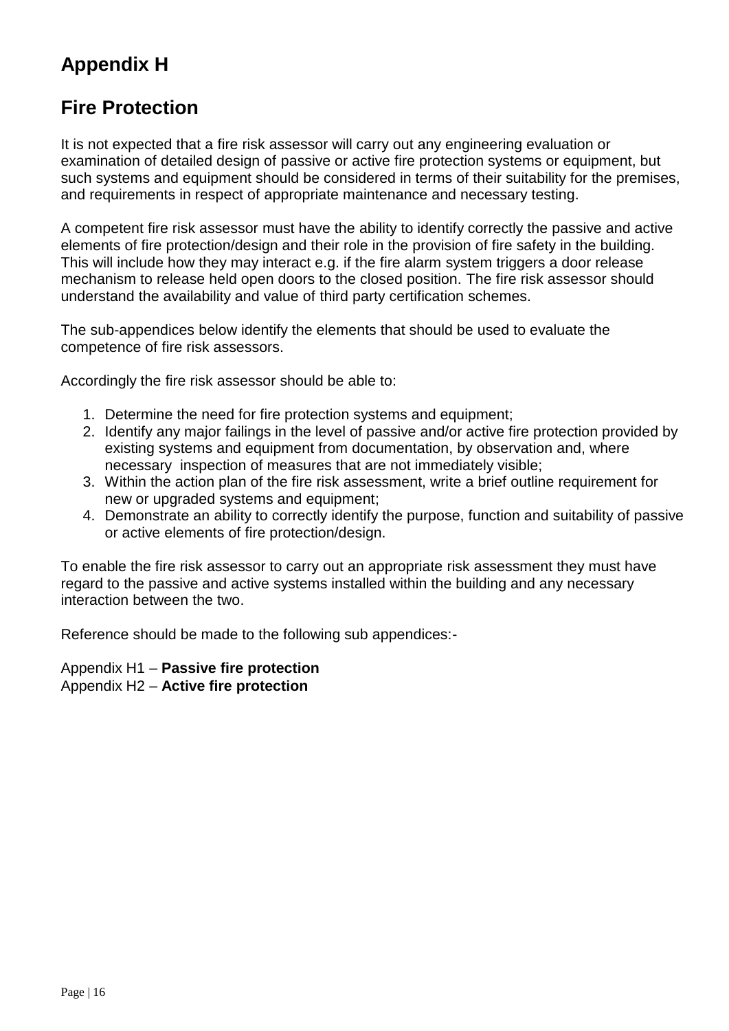# Appendix H

## Fire Protection

It is not expected that a fire risk assessor will carry out any engineering evaluation or examination of detailed design of passive or active fire protection systems or equipment, but such systems and equipment should be considered in terms of their suitability for the premises, and requirements in respect of appropriate maintenance and necessary testing.

A competent fire risk assessor must have the ability to identify correctly the passive and active elements of fire protection/design and their role in the provision of fire safety in the building. This will include how they may interact e.g. if the fire alarm system triggers a door release mechanism to release held open doors to the closed position. The fire risk assessor should understand the availability and value of third party certification schemes.

The sub-appendices below identify the elements that should be used to evaluate the competence of fire risk assessors.

Accordingly the fire risk assessor should be able to:

1. Determine the need for fire protection systems and equipment;
2. Identify any major failings in the level of passive and/or active fire protection provided by existing systems and equipment from documentation, by observation and, where necessary inspection of measures that are not immediately visible;
3. Within the action plan of the fire risk assessment, write a brief outline requirement for new or upgraded systems and equipment;
4. Demonstrate an ability to correctly identify the purpose, function and suitability of passive or active elements of fire protection/design.

To enable the fire risk assessor to carry out an appropriate risk assessment they must have regard to the passive and active systems installed within the building and any necessary interaction between the two.

Reference should be made to the following sub appendices:-

Appendix H1 – **Passive fire protection**
Appendix H2 – **Active fire protection**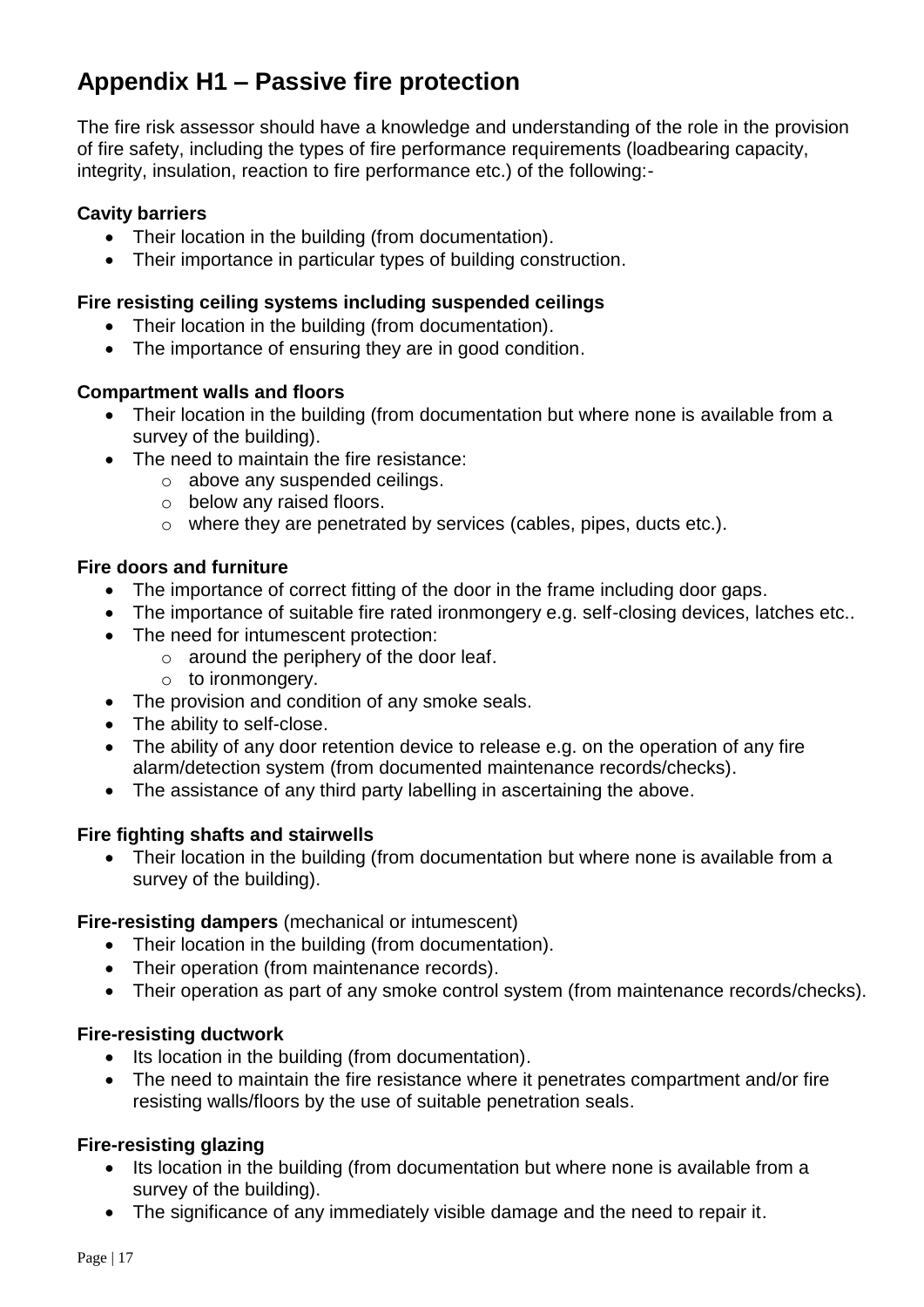# Appendix H1 – Passive fire protection

The fire risk assessor should have a knowledge and understanding of the role in the provision of fire safety, including the types of fire performance requirements (loadbearing capacity, integrity, insulation, reaction to fire performance etc.) of the following:-

**Cavity barriers**

- Their location in the building (from documentation).
- Their importance in particular types of building construction.

**Fire resisting ceiling systems including suspended ceilings**

- Their location in the building (from documentation).
- The importance of ensuring they are in good condition.

**Compartment walls and floors**

- Their location in the building (from documentation but where none is available from a survey of the building).
- The need to maintain the fire resistance:
  - above any suspended ceilings.
  - below any raised floors.
  - where they are penetrated by services (cables, pipes, ducts etc.).

**Fire doors and furniture**

- The importance of correct fitting of the door in the frame including door gaps.
- The importance of suitable fire rated ironmongery e.g. self-closing devices, latches etc..
- The need for intumescent protection:
  - around the periphery of the door leaf.
  - to ironmongery.
- The provision and condition of any smoke seals.
- The ability to self-close.
- The ability of any door retention device to release e.g. on the operation of any fire alarm/detection system (from documented maintenance records/checks).
- The assistance of any third party labelling in ascertaining the above.

**Fire fighting shafts and stairwells**

- Their location in the building (from documentation but where none is available from a survey of the building).

**Fire-resisting dampers** (mechanical or intumescent)

- Their location in the building (from documentation).
- Their operation (from maintenance records).
- Their operation as part of any smoke control system (from maintenance records/checks).

**Fire-resisting ductwork**

- Its location in the building (from documentation).
- The need to maintain the fire resistance where it penetrates compartment and/or fire resisting walls/floors by the use of suitable penetration seals.

**Fire-resisting glazing**

- Its location in the building (from documentation but where none is available from a survey of the building).
- The significance of any immediately visible damage and the need to repair it.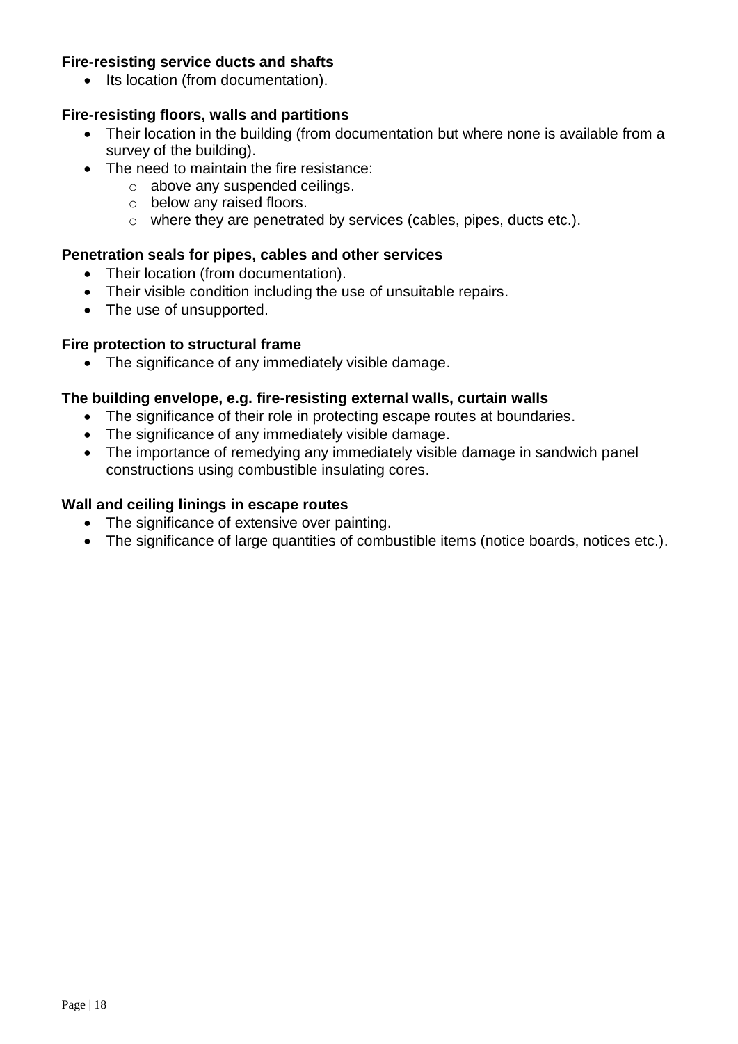**Fire-resisting service ducts and shafts**

- Its location (from documentation).

**Fire-resisting floors, walls and partitions**

- Their location in the building (from documentation but where none is available from a survey of the building).
- The need to maintain the fire resistance:
  - above any suspended ceilings.
  - below any raised floors.
  - where they are penetrated by services (cables, pipes, ducts etc.).

**Penetration seals for pipes, cables and other services**

- Their location (from documentation).
- Their visible condition including the use of unsuitable repairs.
- The use of unsupported.

**Fire protection to structural frame**

- The significance of any immediately visible damage.

**The building envelope, e.g. fire-resisting external walls, curtain walls**

- The significance of their role in protecting escape routes at boundaries.
- The significance of any immediately visible damage.
- The importance of remedying any immediately visible damage in sandwich panel constructions using combustible insulating cores.

**Wall and ceiling linings in escape routes**

- The significance of extensive over painting.
- The significance of large quantities of combustible items (notice boards, notices etc.).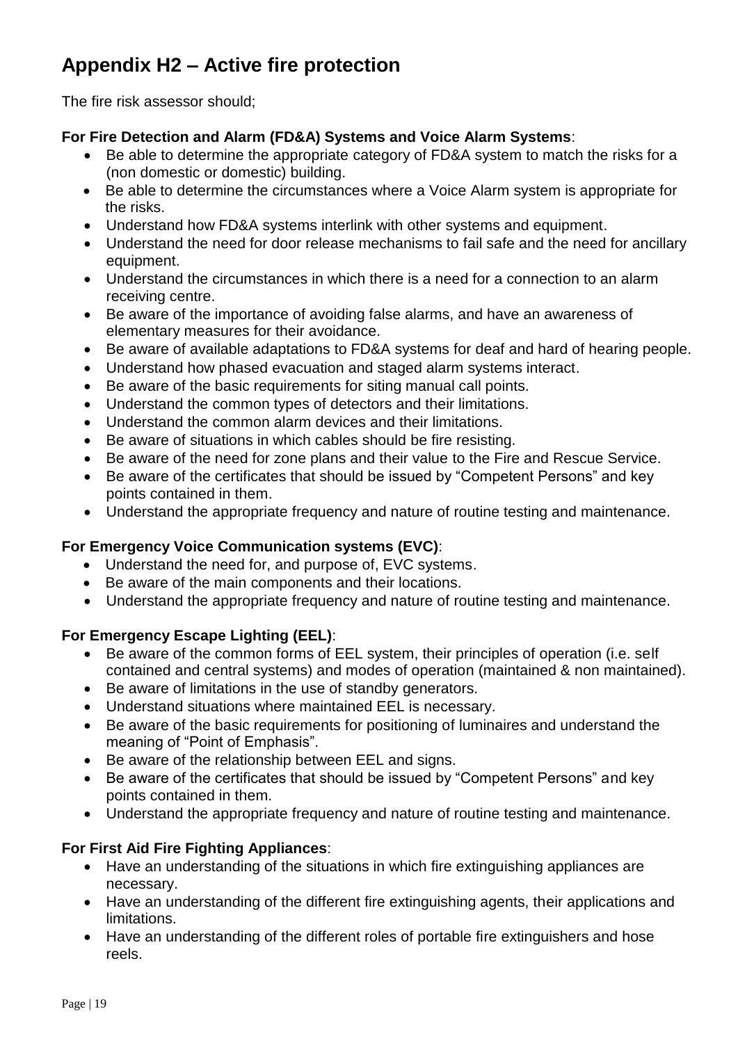## Appendix H2 – Active fire protection

The fire risk assessor should;

**For Fire Detection and Alarm (FD&A) Systems and Voice Alarm Systems**:

- Be able to determine the appropriate category of FD&A system to match the risks for a (non domestic or domestic) building.
- Be able to determine the circumstances where a Voice Alarm system is appropriate for the risks.
- Understand how FD&A systems interlink with other systems and equipment.
- Understand the need for door release mechanisms to fail safe and the need for ancillary equipment.
- Understand the circumstances in which there is a need for a connection to an alarm receiving centre.
- Be aware of the importance of avoiding false alarms, and have an awareness of elementary measures for their avoidance.
- Be aware of available adaptations to FD&A systems for deaf and hard of hearing people.
- Understand how phased evacuation and staged alarm systems interact.
- Be aware of the basic requirements for siting manual call points.
- Understand the common types of detectors and their limitations.
- Understand the common alarm devices and their limitations.
- Be aware of situations in which cables should be fire resisting.
- Be aware of the need for zone plans and their value to the Fire and Rescue Service.
- Be aware of the certificates that should be issued by "Competent Persons" and key points contained in them.
- Understand the appropriate frequency and nature of routine testing and maintenance.

**For Emergency Voice Communication systems (EVC)**:

- Understand the need for, and purpose of, EVC systems.
- Be aware of the main components and their locations.
- Understand the appropriate frequency and nature of routine testing and maintenance.

**For Emergency Escape Lighting (EEL)**:

- Be aware of the common forms of EEL system, their principles of operation (i.e. self contained and central systems) and modes of operation (maintained & non maintained).
- Be aware of limitations in the use of standby generators.
- Understand situations where maintained EEL is necessary.
- Be aware of the basic requirements for positioning of luminaires and understand the meaning of "Point of Emphasis".
- Be aware of the relationship between EEL and signs.
- Be aware of the certificates that should be issued by "Competent Persons" and key points contained in them.
- Understand the appropriate frequency and nature of routine testing and maintenance.

**For First Aid Fire Fighting Appliances**:

- Have an understanding of the situations in which fire extinguishing appliances are necessary.
- Have an understanding of the different fire extinguishing agents, their applications and limitations.
- Have an understanding of the different roles of portable fire extinguishers and hose reels.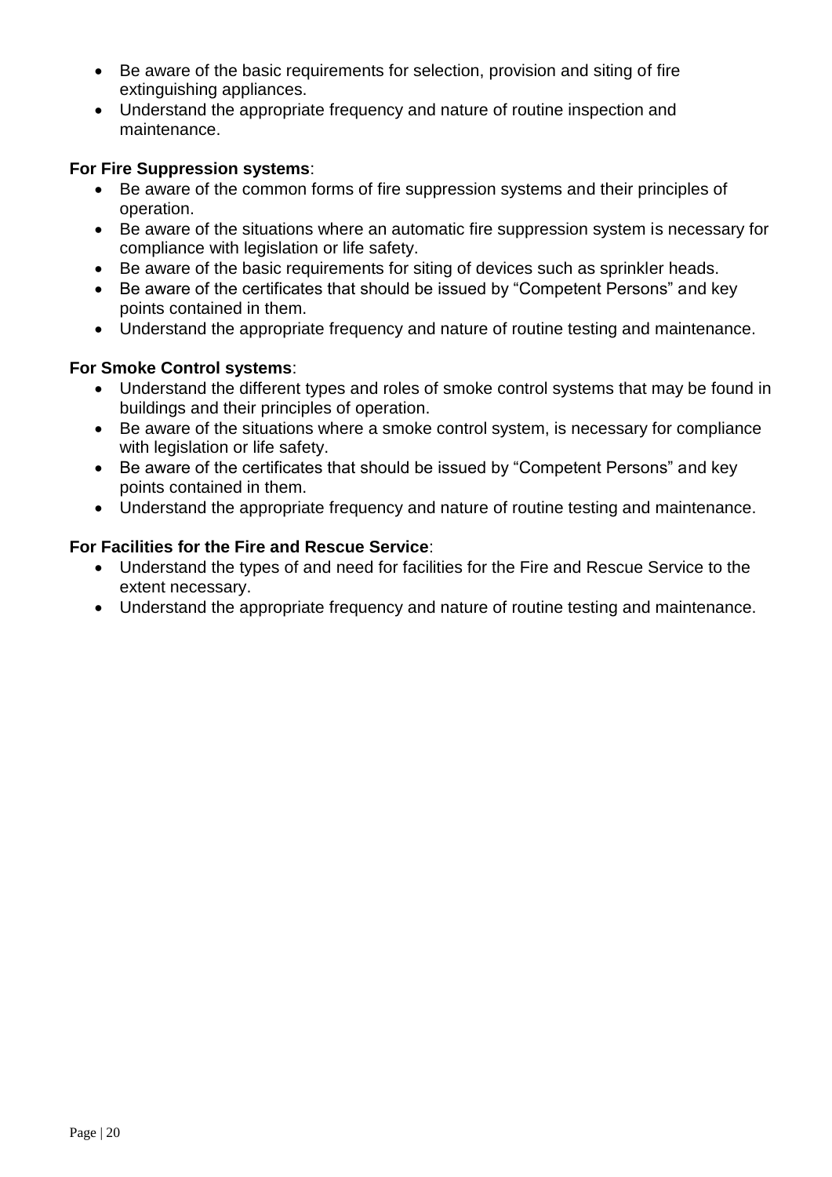- Be aware of the basic requirements for selection, provision and siting of fire extinguishing appliances.
- Understand the appropriate frequency and nature of routine inspection and maintenance.

**For Fire Suppression systems**:

- Be aware of the common forms of fire suppression systems and their principles of operation.
- Be aware of the situations where an automatic fire suppression system is necessary for compliance with legislation or life safety.
- Be aware of the basic requirements for siting of devices such as sprinkler heads.
- Be aware of the certificates that should be issued by "Competent Persons" and key points contained in them.
- Understand the appropriate frequency and nature of routine testing and maintenance.

**For Smoke Control systems**:

- Understand the different types and roles of smoke control systems that may be found in buildings and their principles of operation.
- Be aware of the situations where a smoke control system, is necessary for compliance with legislation or life safety.
- Be aware of the certificates that should be issued by "Competent Persons" and key points contained in them.
- Understand the appropriate frequency and nature of routine testing and maintenance.

**For Facilities for the Fire and Rescue Service**:

- Understand the types of and need for facilities for the Fire and Rescue Service to the extent necessary.
- Understand the appropriate frequency and nature of routine testing and maintenance.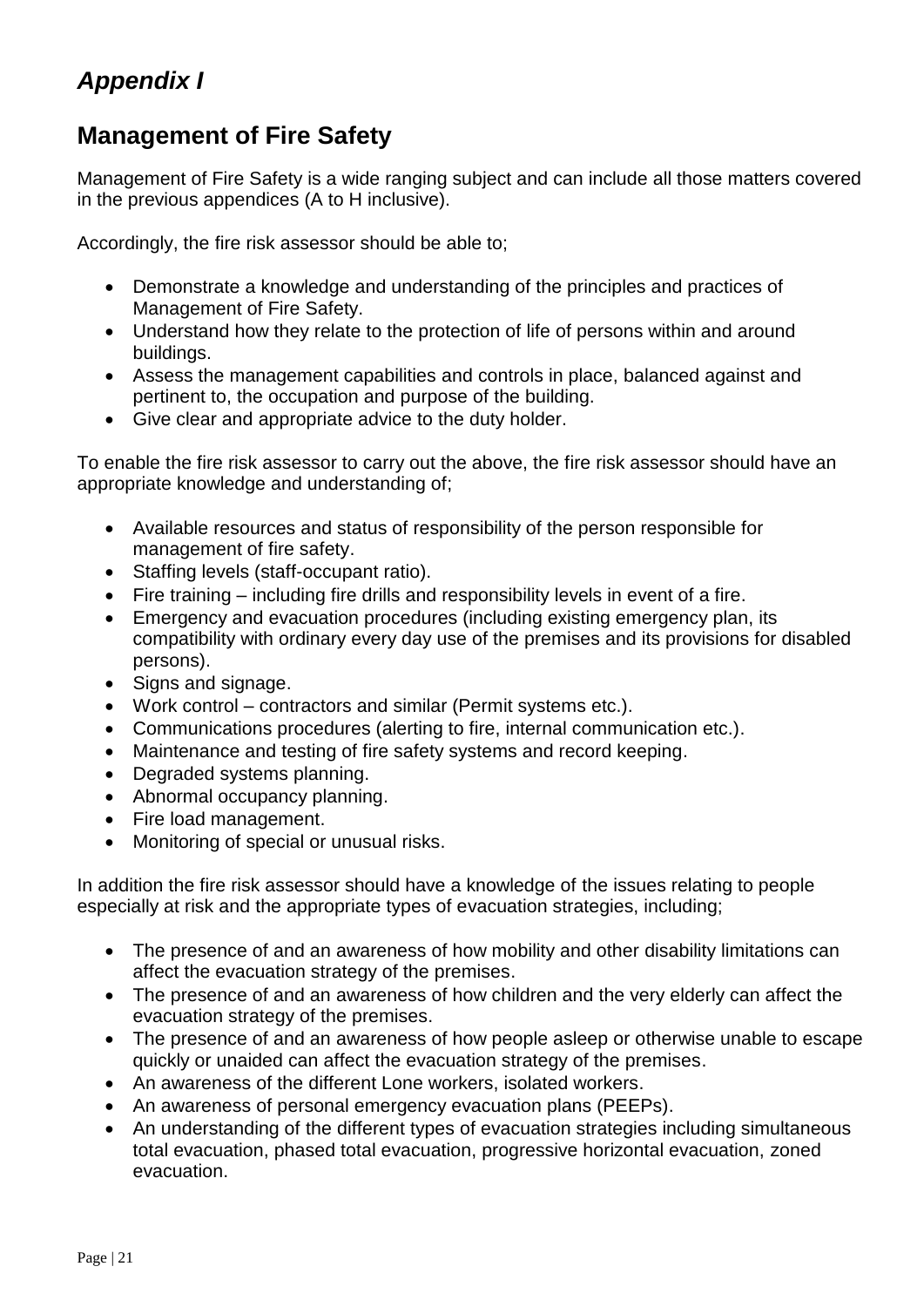## *Appendix I*

## Management of Fire Safety

Management of Fire Safety is a wide ranging subject and can include all those matters covered in the previous appendices (A to H inclusive).

Accordingly, the fire risk assessor should be able to;

- Demonstrate a knowledge and understanding of the principles and practices of Management of Fire Safety.
- Understand how they relate to the protection of life of persons within and around buildings.
- Assess the management capabilities and controls in place, balanced against and pertinent to, the occupation and purpose of the building.
- Give clear and appropriate advice to the duty holder.

To enable the fire risk assessor to carry out the above, the fire risk assessor should have an appropriate knowledge and understanding of;

- Available resources and status of responsibility of the person responsible for management of fire safety.
- Staffing levels (staff-occupant ratio).
- Fire training – including fire drills and responsibility levels in event of a fire.
- Emergency and evacuation procedures (including existing emergency plan, its compatibility with ordinary every day use of the premises and its provisions for disabled persons).
- Signs and signage.
- Work control – contractors and similar (Permit systems etc.).
- Communications procedures (alerting to fire, internal communication etc.).
- Maintenance and testing of fire safety systems and record keeping.
- Degraded systems planning.
- Abnormal occupancy planning.
- Fire load management.
- Monitoring of special or unusual risks.

In addition the fire risk assessor should have a knowledge of the issues relating to people especially at risk and the appropriate types of evacuation strategies, including;

- The presence of and an awareness of how mobility and other disability limitations can affect the evacuation strategy of the premises.
- The presence of and an awareness of how children and the very elderly can affect the evacuation strategy of the premises.
- The presence of and an awareness of how people asleep or otherwise unable to escape quickly or unaided can affect the evacuation strategy of the premises.
- An awareness of the different Lone workers, isolated workers.
- An awareness of personal emergency evacuation plans (PEEPs).
- An understanding of the different types of evacuation strategies including simultaneous total evacuation, phased total evacuation, progressive horizontal evacuation, zoned evacuation.